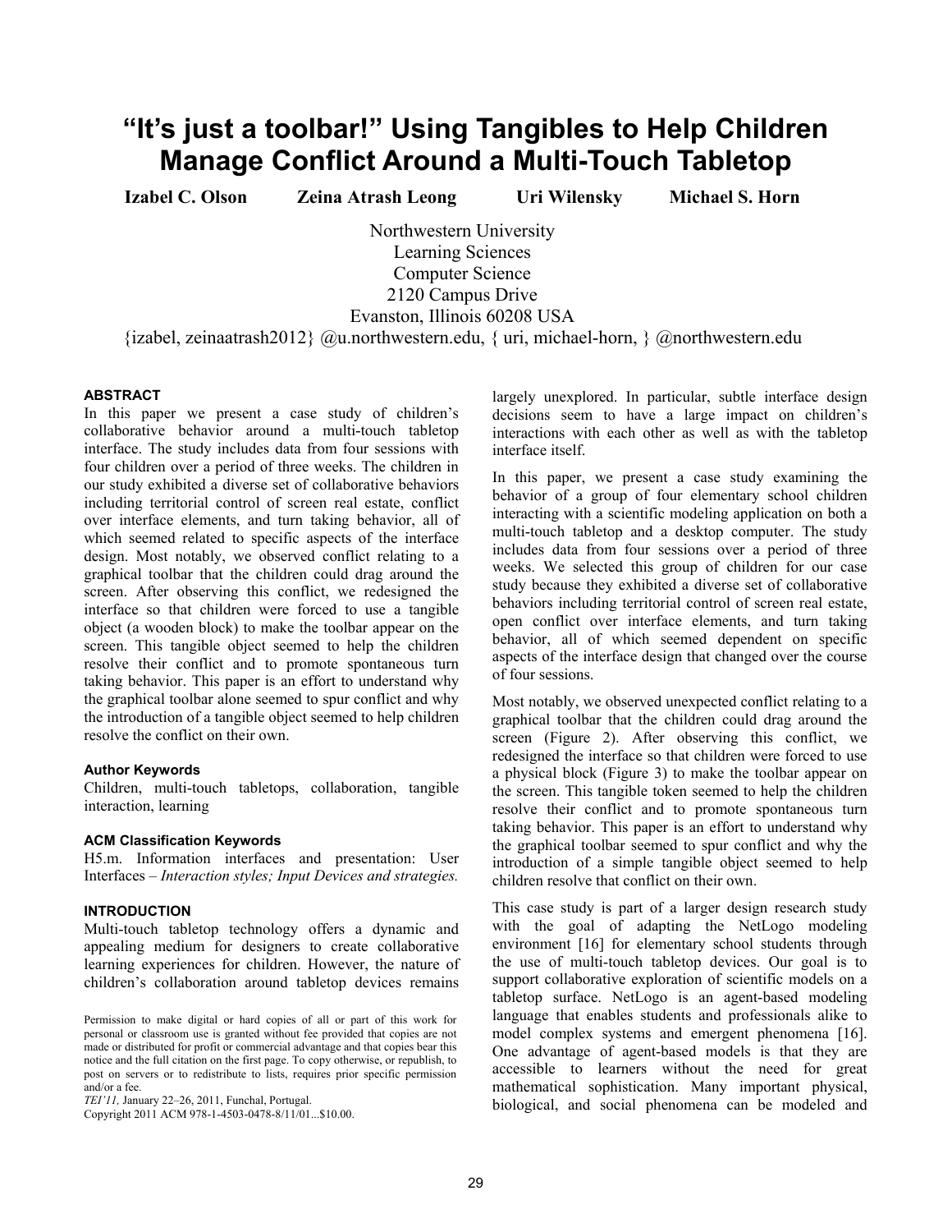# "It's just a toolbar!" Using Tangibles to Help Children Manage Conflict Around a Multi-Touch Tabletop

**Izabel C. Olson** **Zeina Atrash Leong** **Uri Wilensky** **Michael S. Horn**

Northwestern University
Learning Sciences
Computer Science
2120 Campus Drive
Evanston, Illinois 60208 USA
{izabel, zeinaatrash2012} @u.northwestern.edu, { uri, michael-horn, } @northwestern.edu

## ABSTRACT

In this paper we present a case study of children's collaborative behavior around a multi-touch tabletop interface. The study includes data from four sessions with four children over a period of three weeks. The children in our study exhibited a diverse set of collaborative behaviors including territorial control of screen real estate, conflict over interface elements, and turn taking behavior, all of which seemed related to specific aspects of the interface design. Most notably, we observed conflict relating to a graphical toolbar that the children could drag around the screen. After observing this conflict, we redesigned the interface so that children were forced to use a tangible object (a wooden block) to make the toolbar appear on the screen. This tangible object seemed to help the children resolve their conflict and to promote spontaneous turn taking behavior. This paper is an effort to understand why the graphical toolbar alone seemed to spur conflict and why the introduction of a tangible object seemed to help children resolve the conflict on their own.

### Author Keywords

Children, multi-touch tabletops, collaboration, tangible interaction, learning

### ACM Classification Keywords

H5.m. Information interfaces and presentation: User Interfaces – *Interaction styles; Input Devices and strategies.*

## INTRODUCTION

Multi-touch tabletop technology offers a dynamic and appealing medium for designers to create collaborative learning experiences for children. However, the nature of children's collaboration around tabletop devices remains largely unexplored. In particular, subtle interface design decisions seem to have a large impact on children's interactions with each other as well as with the tabletop interface itself.

In this paper, we present a case study examining the behavior of a group of four elementary school children interacting with a scientific modeling application on both a multi-touch tabletop and a desktop computer. The study includes data from four sessions over a period of three weeks. We selected this group of children for our case study because they exhibited a diverse set of collaborative behaviors including territorial control of screen real estate, open conflict over interface elements, and turn taking behavior, all of which seemed dependent on specific aspects of the interface design that changed over the course of four sessions.

Most notably, we observed unexpected conflict relating to a graphical toolbar that the children could drag around the screen (Figure 2). After observing this conflict, we redesigned the interface so that children were forced to use a physical block (Figure 3) to make the toolbar appear on the screen. This tangible token seemed to help the children resolve their conflict and to promote spontaneous turn taking behavior. This paper is an effort to understand why the graphical toolbar seemed to spur conflict and why the introduction of a simple tangible object seemed to help children resolve that conflict on their own.

This case study is part of a larger design research study with the goal of adapting the NetLogo modeling environment [16] for elementary school students through the use of multi-touch tabletop devices. Our goal is to support collaborative exploration of scientific models on a tabletop surface. NetLogo is an agent-based modeling language that enables students and professionals alike to model complex systems and emergent phenomena [16]. One advantage of agent-based models is that they are accessible to learners without the need for great mathematical sophistication. Many important physical, biological, and social phenomena can be modeled and

Permission to make digital or hard copies of all or part of this work for personal or classroom use is granted without fee provided that copies are not made or distributed for profit or commercial advantage and that copies bear this notice and the full citation on the first page. To copy otherwise, or republish, to post on servers or to redistribute to lists, requires prior specific permission and/or a fee.
*TEI'11,* January 22–26, 2011, Funchal, Portugal.
Copyright 2011 ACM 978-1-4503-0478-8/11/01...$10.00.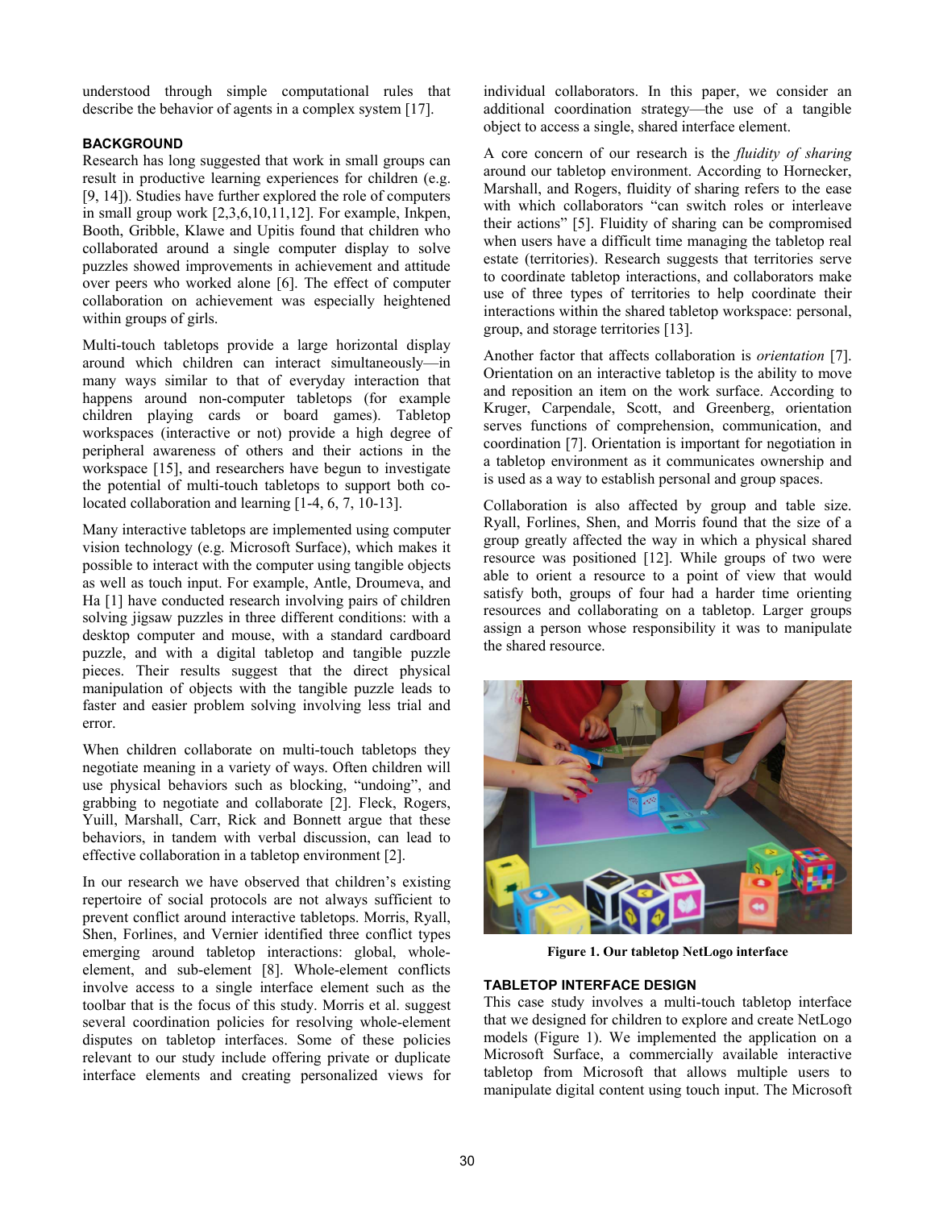understood through simple computational rules that describe the behavior of agents in a complex system [17].

## BACKGROUND

Research has long suggested that work in small groups can result in productive learning experiences for children (e.g. [9, 14]). Studies have further explored the role of computers in small group work [2,3,6,10,11,12]. For example, Inkpen, Booth, Gribble, Klawe and Upitis found that children who collaborated around a single computer display to solve puzzles showed improvements in achievement and attitude over peers who worked alone [6]. The effect of computer collaboration on achievement was especially heightened within groups of girls.

Multi-touch tabletops provide a large horizontal display around which children can interact simultaneously—in many ways similar to that of everyday interaction that happens around non-computer tabletops (for example children playing cards or board games). Tabletop workspaces (interactive or not) provide a high degree of peripheral awareness of others and their actions in the workspace [15], and researchers have begun to investigate the potential of multi-touch tabletops to support both co-located collaboration and learning [1-4, 6, 7, 10-13].

Many interactive tabletops are implemented using computer vision technology (e.g. Microsoft Surface), which makes it possible to interact with the computer using tangible objects as well as touch input. For example, Antle, Droumeva, and Ha [1] have conducted research involving pairs of children solving jigsaw puzzles in three different conditions: with a desktop computer and mouse, with a standard cardboard puzzle, and with a digital tabletop and tangible puzzle pieces. Their results suggest that the direct physical manipulation of objects with the tangible puzzle leads to faster and easier problem solving involving less trial and error.

When children collaborate on multi-touch tabletops they negotiate meaning in a variety of ways. Often children will use physical behaviors such as blocking, "undoing", and grabbing to negotiate and collaborate [2]. Fleck, Rogers, Yuill, Marshall, Carr, Rick and Bonnett argue that these behaviors, in tandem with verbal discussion, can lead to effective collaboration in a tabletop environment [2].

In our research we have observed that children's existing repertoire of social protocols are not always sufficient to prevent conflict around interactive tabletops. Morris, Ryall, Shen, Forlines, and Vernier identified three conflict types emerging around tabletop interactions: global, whole-element, and sub-element [8]. Whole-element conflicts involve access to a single interface element such as the toolbar that is the focus of this study. Morris et al. suggest several coordination policies for resolving whole-element disputes on tabletop interfaces. Some of these policies relevant to our study include offering private or duplicate interface elements and creating personalized views for individual collaborators. In this paper, we consider an additional coordination strategy—the use of a tangible object to access a single, shared interface element.

A core concern of our research is the *fluidity of sharing* around our tabletop environment. According to Hornecker, Marshall, and Rogers, fluidity of sharing refers to the ease with which collaborators "can switch roles or interleave their actions" [5]. Fluidity of sharing can be compromised when users have a difficult time managing the tabletop real estate (territories). Research suggests that territories serve to coordinate tabletop interactions, and collaborators make use of three types of territories to help coordinate their interactions within the shared tabletop workspace: personal, group, and storage territories [13].

Another factor that affects collaboration is *orientation* [7]. Orientation on an interactive tabletop is the ability to move and reposition an item on the work surface. According to Kruger, Carpendale, Scott, and Greenberg, orientation serves functions of comprehension, communication, and coordination [7]. Orientation is important for negotiation in a tabletop environment as it communicates ownership and is used as a way to establish personal and group spaces.

Collaboration is also affected by group and table size. Ryall, Forlines, Shen, and Morris found that the size of a group greatly affected the way in which a physical shared resource was positioned [12]. While groups of two were able to orient a resource to a point of view that would satisfy both, groups of four had a harder time orienting resources and collaborating on a tabletop. Larger groups assign a person whose responsibility it was to manipulate the shared resource.

**Figure 1. Our tabletop NetLogo interface**

## TABLETOP INTERFACE DESIGN

This case study involves a multi-touch tabletop interface that we designed for children to explore and create NetLogo models (Figure 1). We implemented the application on a Microsoft Surface, a commercially available interactive tabletop from Microsoft that allows multiple users to manipulate digital content using touch input. The Microsoft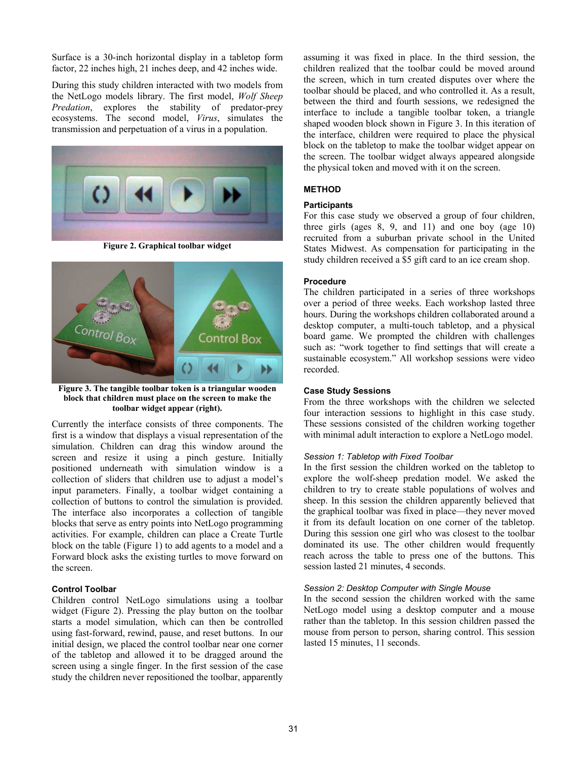Surface is a 30-inch horizontal display in a tabletop form factor, 22 inches high, 21 inches deep, and 42 inches wide.

During this study children interacted with two models from the NetLogo models library. The first model, *Wolf Sheep Predation*, explores the stability of predator-prey ecosystems. The second model, *Virus*, simulates the transmission and perpetuation of a virus in a population.

**Figure 2. Graphical toolbar widget**

**Figure 3. The tangible toolbar token is a triangular wooden block that children must place on the screen to make the toolbar widget appear (right).**

Currently the interface consists of three components. The first is a window that displays a visual representation of the simulation. Children can drag this window around the screen and resize it using a pinch gesture. Initially positioned underneath with simulation window is a collection of sliders that children use to adjust a model's input parameters. Finally, a toolbar widget containing a collection of buttons to control the simulation is provided. The interface also incorporates a collection of tangible blocks that serve as entry points into NetLogo programming activities. For example, children can place a Create Turtle block on the table (Figure 1) to add agents to a model and a Forward block asks the existing turtles to move forward on the screen.

### Control Toolbar

Children control NetLogo simulations using a toolbar widget (Figure 2). Pressing the play button on the toolbar starts a model simulation, which can then be controlled using fast-forward, rewind, pause, and reset buttons. In our initial design, we placed the control toolbar near one corner of the tabletop and allowed it to be dragged around the screen using a single finger. In the first session of the case study the children never repositioned the toolbar, apparently assuming it was fixed in place. In the third session, the children realized that the toolbar could be moved around the screen, which in turn created disputes over where the toolbar should be placed, and who controlled it. As a result, between the third and fourth sessions, we redesigned the interface to include a tangible toolbar token, a triangle shaped wooden block shown in Figure 3. In this iteration of the interface, children were required to place the physical block on the tabletop to make the toolbar widget appear on the screen. The toolbar widget always appeared alongside the physical token and moved with it on the screen.

## METHOD

### Participants

For this case study we observed a group of four children, three girls (ages 8, 9, and 11) and one boy (age 10) recruited from a suburban private school in the United States Midwest. As compensation for participating in the study children received a $5 gift card to an ice cream shop.

### Procedure

The children participated in a series of three workshops over a period of three weeks. Each workshop lasted three hours. During the workshops children collaborated around a desktop computer, a multi-touch tabletop, and a physical board game. We prompted the children with challenges such as: "work together to find settings that will create a sustainable ecosystem." All workshop sessions were video recorded.

### Case Study Sessions

From the three workshops with the children we selected four interaction sessions to highlight in this case study. These sessions consisted of the children working together with minimal adult interaction to explore a NetLogo model.

#### *Session 1: Tabletop with Fixed Toolbar*

In the first session the children worked on the tabletop to explore the wolf-sheep predation model. We asked the children to try to create stable populations of wolves and sheep. In this session the children apparently believed that the graphical toolbar was fixed in place—they never moved it from its default location on one corner of the tabletop. During this session one girl who was closest to the toolbar dominated its use. The other children would frequently reach across the table to press one of the buttons. This session lasted 21 minutes, 4 seconds.

#### *Session 2: Desktop Computer with Single Mouse*

In the second session the children worked with the same NetLogo model using a desktop computer and a mouse rather than the tabletop. In this session children passed the mouse from person to person, sharing control. This session lasted 15 minutes, 11 seconds.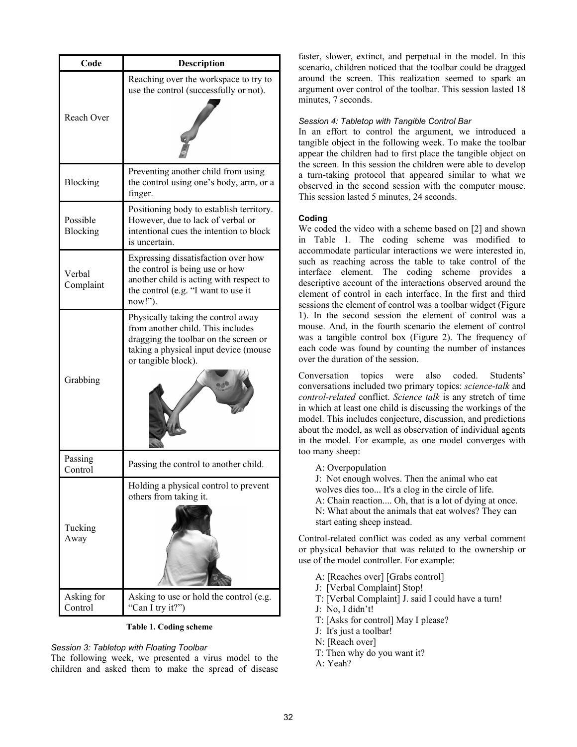| Code | Description |
| --- | --- |
| Reach Over | Reaching over the workspace to try to use the control (successfully or not). |
| Blocking | Preventing another child from using the control using one's body, arm, or a finger. |
| Possible Blocking | Positioning body to establish territory. However, due to lack of verbal or intentional cues the intention to block is uncertain. |
| Verbal Complaint | Expressing dissatisfaction over how the control is being use or how another child is acting with respect to the control (e.g. "I want to use it now!"). |
| Grabbing | Physically taking the control away from another child. This includes dragging the toolbar on the screen or taking a physical input device (mouse or tangible block). |
| Passing Control | Passing the control to another child. |
| Tucking Away | Holding a physical control to prevent others from taking it. |
| Asking for Control | Asking to use or hold the control (e.g. "Can I try it?") |

**Table 1. Coding scheme**

*Session 3: Tabletop with Floating Toolbar*

The following week, we presented a virus model to the children and asked them to make the spread of disease faster, slower, extinct, and perpetual in the model. In this scenario, children noticed that the toolbar could be dragged around the screen. This realization seemed to spark an argument over control of the toolbar. This session lasted 18 minutes, 7 seconds.

*Session 4: Tabletop with Tangible Control Bar*

In an effort to control the argument, we introduced a tangible object in the following week. To make the toolbar appear the children had to first place the tangible object on the screen. In this session the children were able to develop a turn-taking protocol that appeared similar to what we observed in the second session with the computer mouse. This session lasted 5 minutes, 24 seconds.

### Coding

We coded the video with a scheme based on [2] and shown in Table 1. The coding scheme was modified to accommodate particular interactions we were interested in, such as reaching across the table to take control of the interface element. The coding scheme provides a descriptive account of the interactions observed around the element of control in each interface. In the first and third sessions the element of control was a toolbar widget (Figure 1). In the second session the element of control was a mouse. And, in the fourth scenario the element of control was a tangible control box (Figure 2). The frequency of each code was found by counting the number of instances over the duration of the session.

Conversation topics were also coded. Students' conversations included two primary topics: *science-talk* and *control-related* conflict. *Science talk* is any stretch of time in which at least one child is discussing the workings of the model. This includes conjecture, discussion, and predictions about the model, as well as observation of individual agents in the model. For example, as one model converges with too many sheep:

> A: Overpopulation
> J: Not enough wolves. Then the animal who eat wolves dies too... It's a clog in the circle of life.
> A: Chain reaction.... Oh, that is a lot of dying at once.
> N: What about the animals that eat wolves? They can start eating sheep instead.

Control-related conflict was coded as any verbal comment or physical behavior that was related to the ownership or use of the model controller. For example:

> A: [Reaches over] [Grabs control]
> J: [Verbal Complaint] Stop!
> T: [Verbal Complaint] J. said I could have a turn!
> J: No, I didn't!
> T: [Asks for control] May I please?
> J: It's just a toolbar!
> N: [Reach over]
> T: Then why do you want it?
> A: Yeah?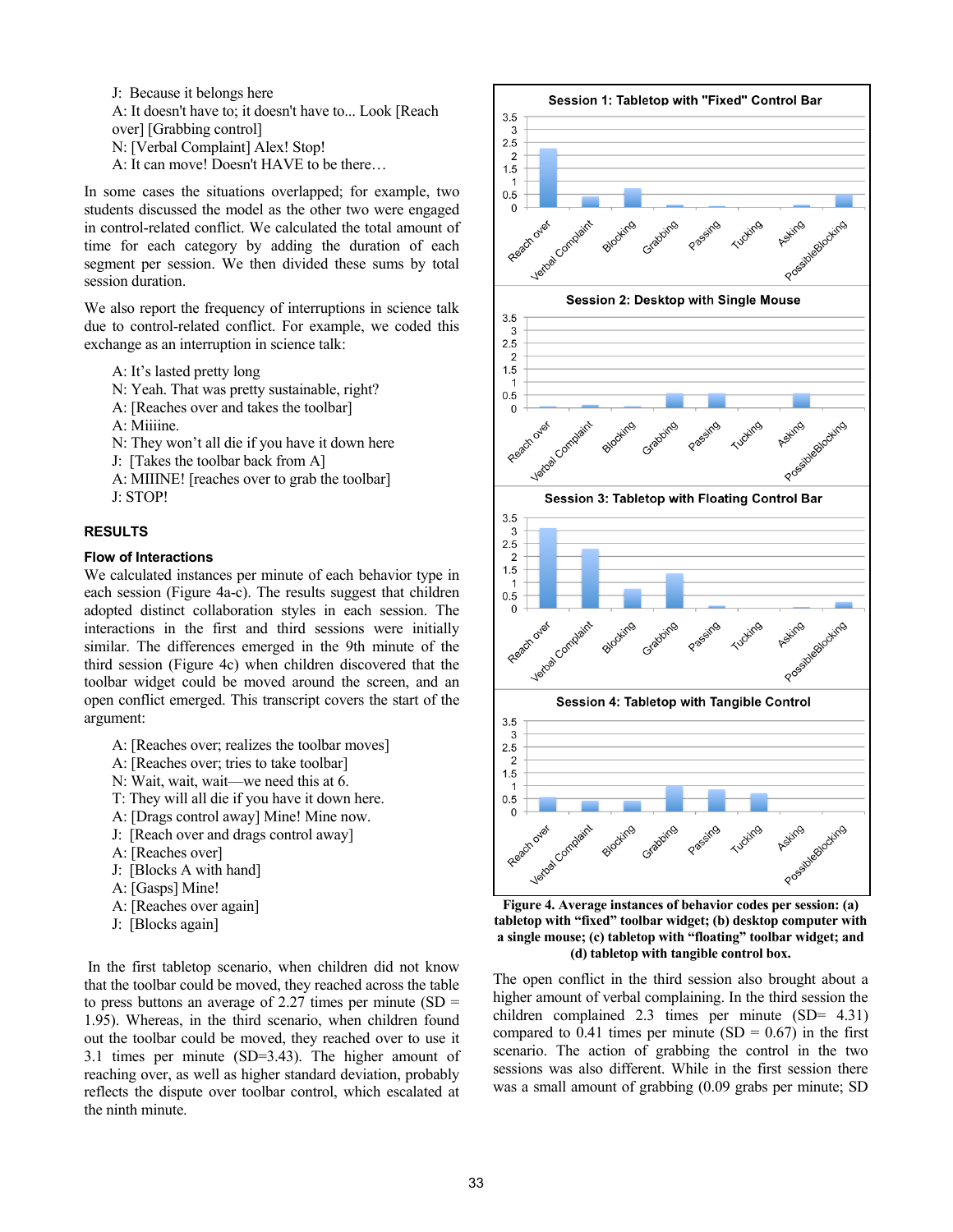J: Because it belongs here
A: It doesn't have to; it doesn't have to... Look [Reach over] [Grabbing control]
N: [Verbal Complaint] Alex! Stop!
A: It can move! Doesn't HAVE to be there…

In some cases the situations overlapped; for example, two students discussed the model as the other two were engaged in control-related conflict. We calculated the total amount of time for each category by adding the duration of each segment per session. We then divided these sums by total session duration.

We also report the frequency of interruptions in science talk due to control-related conflict. For example, we coded this exchange as an interruption in science talk:

A: It's lasted pretty long
N: Yeah. That was pretty sustainable, right?
A: [Reaches over and takes the toolbar]
A: Miiiine.
N: They won't all die if you have it down here
J: [Takes the toolbar back from A]
A: MIIINE! [reaches over to grab the toolbar]
J: STOP!

## RESULTS

### Flow of Interactions

We calculated instances per minute of each behavior type in each session (Figure 4a-c). The results suggest that children adopted distinct collaboration styles in each session. The interactions in the first and third sessions were initially similar. The differences emerged in the 9th minute of the third session (Figure 4c) when children discovered that the toolbar widget could be moved around the screen, and an open conflict emerged. This transcript covers the start of the argument:

A: [Reaches over; realizes the toolbar moves]
A: [Reaches over; tries to take toolbar]
N: Wait, wait, wait—we need this at 6.
T: They will all die if you have it down here.
A: [Drags control away] Mine! Mine now.
J: [Reach over and drags control away]
A: [Reaches over]
J: [Blocks A with hand]
A: [Gasps] Mine!
A: [Reaches over again]
J: [Blocks again]

In the first tabletop scenario, when children did not know that the toolbar could be moved, they reached across the table to press buttons an average of 2.27 times per minute (SD = 1.95). Whereas, in the third scenario, when children found out the toolbar could be moved, they reached over to use it 3.1 times per minute (SD=3.43). The higher amount of reaching over, as well as higher standard deviation, probably reflects the dispute over toolbar control, which escalated at the ninth minute.

Figure 4. Average instances of behavior codes per session: (a) tabletop with "fixed" toolbar widget; (b) desktop computer with a single mouse; (c) tabletop with "floating" toolbar widget; and (d) tabletop with tangible control box.

The open conflict in the third session also brought about a higher amount of verbal complaining. In the third session the children complained 2.3 times per minute (SD= 4.31) compared to 0.41 times per minute (SD = 0.67) in the first scenario. The action of grabbing the control in the two sessions was also different. While in the first session there was a small amount of grabbing (0.09 grabs per minute; SD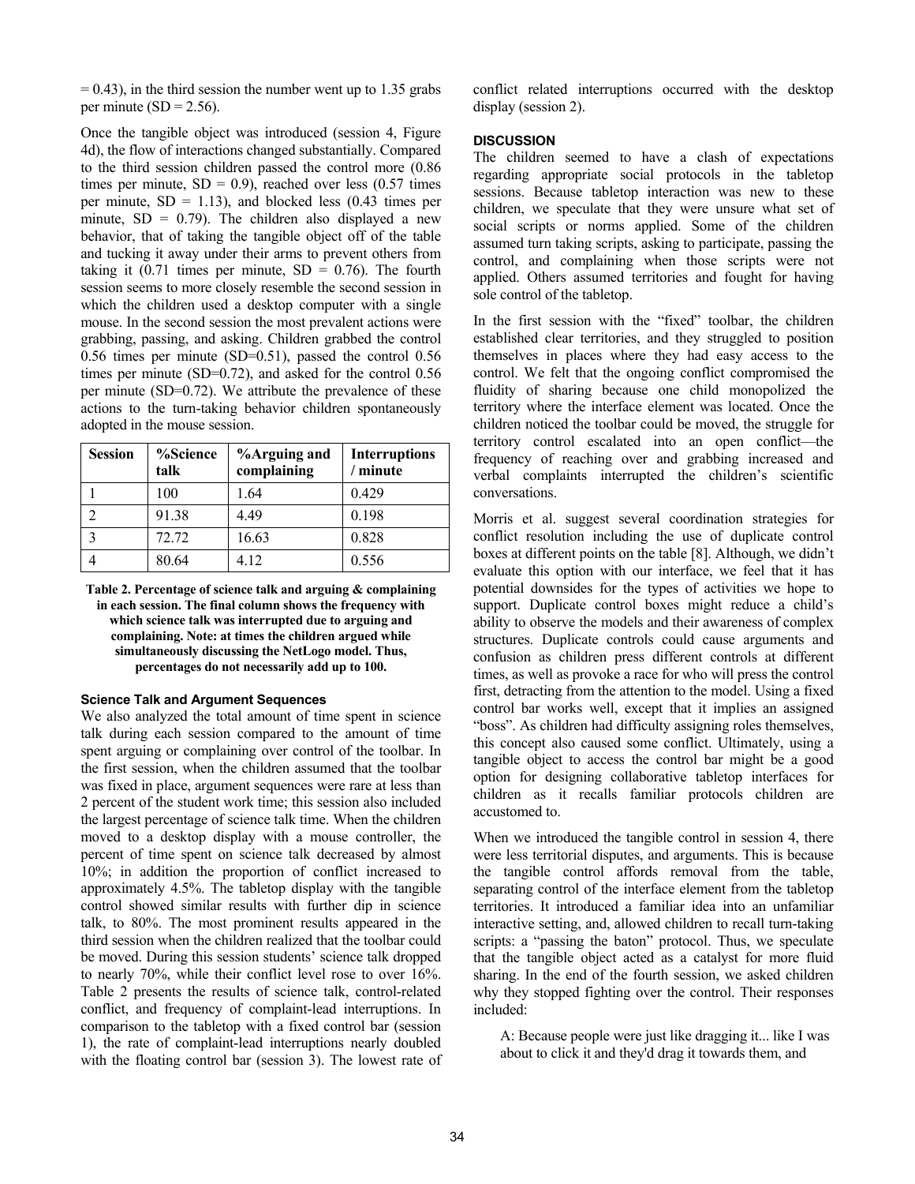= 0.43), in the third session the number went up to 1.35 grabs per minute (SD = 2.56).

Once the tangible object was introduced (session 4, Figure 4d), the flow of interactions changed substantially. Compared to the third session children passed the control more (0.86 times per minute, SD = 0.9), reached over less (0.57 times per minute, SD = 1.13), and blocked less (0.43 times per minute, SD = 0.79). The children also displayed a new behavior, that of taking the tangible object off of the table and tucking it away under their arms to prevent others from taking it (0.71 times per minute, SD = 0.76). The fourth session seems to more closely resemble the second session in which the children used a desktop computer with a single mouse. In the second session the most prevalent actions were grabbing, passing, and asking. Children grabbed the control 0.56 times per minute (SD=0.51), passed the control 0.56 times per minute (SD=0.72), and asked for the control 0.56 per minute (SD=0.72). We attribute the prevalence of these actions to the turn-taking behavior children spontaneously adopted in the mouse session.

| Session | %Science talk | %Arguing and complaining | Interruptions / minute |
|---|---|---|---|
| 1 | 100 | 1.64 | 0.429 |
| 2 | 91.38 | 4.49 | 0.198 |
| 3 | 72.72 | 16.63 | 0.828 |
| 4 | 80.64 | 4.12 | 0.556 |

**Table 2. Percentage of science talk and arguing & complaining in each session. The final column shows the frequency with which science talk was interrupted due to arguing and complaining. Note: at times the children argued while simultaneously discussing the NetLogo model. Thus, percentages do not necessarily add up to 100.**

### Science Talk and Argument Sequences

We also analyzed the total amount of time spent in science talk during each session compared to the amount of time spent arguing or complaining over control of the toolbar. In the first session, when the children assumed that the toolbar was fixed in place, argument sequences were rare at less than 2 percent of the student work time; this session also included the largest percentage of science talk time. When the children moved to a desktop display with a mouse controller, the percent of time spent on science talk decreased by almost 10%; in addition the proportion of conflict increased to approximately 4.5%. The tabletop display with the tangible control showed similar results with further dip in science talk, to 80%. The most prominent results appeared in the third session when the children realized that the toolbar could be moved. During this session students' science talk dropped to nearly 70%, while their conflict level rose to over 16%. Table 2 presents the results of science talk, control-related conflict, and frequency of complaint-lead interruptions. In comparison to the tabletop with a fixed control bar (session 1), the rate of complaint-lead interruptions nearly doubled with the floating control bar (session 3). The lowest rate of conflict related interruptions occurred with the desktop display (session 2).

## DISCUSSION

The children seemed to have a clash of expectations regarding appropriate social protocols in the tabletop sessions. Because tabletop interaction was new to these children, we speculate that they were unsure what set of social scripts or norms applied. Some of the children assumed turn taking scripts, asking to participate, passing the control, and complaining when those scripts were not applied. Others assumed territories and fought for having sole control of the tabletop.

In the first session with the "fixed" toolbar, the children established clear territories, and they struggled to position themselves in places where they had easy access to the control. We felt that the ongoing conflict compromised the fluidity of sharing because one child monopolized the territory where the interface element was located. Once the children noticed the toolbar could be moved, the struggle for territory control escalated into an open conflict—the frequency of reaching over and grabbing increased and verbal complaints interrupted the children's scientific conversations.

Morris et al. suggest several coordination strategies for conflict resolution including the use of duplicate control boxes at different points on the table [8]. Although, we didn't evaluate this option with our interface, we feel that it has potential downsides for the types of activities we hope to support. Duplicate control boxes might reduce a child's ability to observe the models and their awareness of complex structures. Duplicate controls could cause arguments and confusion as children press different controls at different times, as well as provoke a race for who will press the control first, detracting from the attention to the model. Using a fixed control bar works well, except that it implies an assigned "boss". As children had difficulty assigning roles themselves, this concept also caused some conflict. Ultimately, using a tangible object to access the control bar might be a good option for designing collaborative tabletop interfaces for children as it recalls familiar protocols children are accustomed to.

When we introduced the tangible control in session 4, there were less territorial disputes, and arguments. This is because the tangible control affords removal from the table, separating control of the interface element from the tabletop territories. It introduced a familiar idea into an unfamiliar interactive setting, and, allowed children to recall turn-taking scripts: a "passing the baton" protocol. Thus, we speculate that the tangible object acted as a catalyst for more fluid sharing. In the end of the fourth session, we asked children why they stopped fighting over the control. Their responses included:

> A: Because people were just like dragging it... like I was about to click it and they'd drag it towards them, and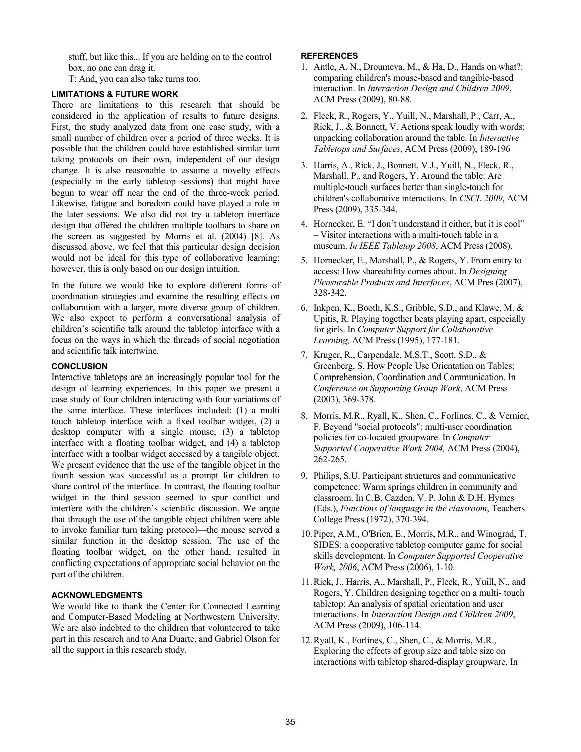stuff, but like this... If you are holding on to the control box, no one can drag it.

T: And, you can also take turns too.

### LIMITATIONS & FUTURE WORK

There are limitations to this research that should be considered in the application of results to future designs. First, the study analyzed data from one case study, with a small number of children over a period of three weeks. It is possible that the children could have established similar turn taking protocols on their own, independent of our design change. It is also reasonable to assume a novelty effects (especially in the early tabletop sessions) that might have begun to wear off near the end of the three-week period. Likewise, fatigue and boredom could have played a role in the later sessions. We also did not try a tabletop interface design that offered the children multiple toolbars to share on the screen as suggested by Morris et al. (2004) [8]. As discussed above, we feel that this particular design decision would not be ideal for this type of collaborative learning; however, this is only based on our design intuition.

In the future we would like to explore different forms of coordination strategies and examine the resulting effects on collaboration with a larger, more diverse group of children. We also expect to perform a conversational analysis of children's scientific talk around the tabletop interface with a focus on the ways in which the threads of social negotiation and scientific talk intertwine.

### CONCLUSION

Interactive tabletops are an increasingly popular tool for the design of learning experiences. In this paper we present a case study of four children interacting with four variations of the same interface. These interfaces included: (1) a multi touch tabletop interface with a fixed toolbar widget, (2) a desktop computer with a single mouse, (3) a tabletop interface with a floating toolbar widget, and (4) a tabletop interface with a toolbar widget accessed by a tangible object. We present evidence that the use of the tangible object in the fourth session was successful as a prompt for children to share control of the interface. In contrast, the floating toolbar widget in the third session seemed to spur conflict and interfere with the children's scientific discussion. We argue that through the use of the tangible object children were able to invoke familiar turn taking protocol—the mouse served a similar function in the desktop session. The use of the floating toolbar widget, on the other hand, resulted in conflicting expectations of appropriate social behavior on the part of the children.

### ACKNOWLEDGMENTS

We would like to thank the Center for Connected Learning and Computer-Based Modeling at Northwestern University. We are also indebted to the children that volunteered to take part in this research and to Ana Duarte, and Gabriel Olson for all the support in this research study.

### REFERENCES

1. Antle, A. N., Droumeva, M., & Ha, D., Hands on what?: comparing children's mouse-based and tangible-based interaction. In *Interaction Design and Children 2009*, ACM Press (2009), 80-88.
2. Fleck, R., Rogers, Y., Yuill, N., Marshall, P., Carr, A., Rick, J., & Bonnett, V. Actions speak loudly with words: unpacking collaboration around the table. In *Interactive Tabletops and Surfaces*, ACM Press (2009), 189-196
3. Harris, A., Rick, J., Bonnett, V.J., Yuill, N., Fleck, R., Marshall, P., and Rogers, Y. Around the table: Are multiple-touch surfaces better than single-touch for children's collaborative interactions. In *CSCL 2009*, ACM Press (2009), 335-344.
4. Hornecker, E. "I don't understand it either, but it is cool" – Visitor interactions with a multi-touch table in a museum. *In IEEE Tabletop 2008*, ACM Press (2008).
5. Hornecker, E., Marshall, P., & Rogers, Y. From entry to access: How shareability comes about. In *Designing Pleasurable Products and Interfaces*, ACM Pres (2007), 328-342.
6. Inkpen, K., Booth, K.S., Gribble, S.D., and Klawe, M. & Upitis, R. Playing together beats playing apart, especially for girls. In *Computer Support for Collaborative Learning,* ACM Press (1995), 177-181.
7. Kruger, R., Carpendale, M.S.T., Scott, S.D., & Greenberg, S. How People Use Orientation on Tables: Comprehension, Coordination and Communication. In *Conference on Supporting Group Work*, ACM Press (2003), 369-378.
8. Morris, M.R., Ryall, K., Shen, C., Forlines, C., & Vernier, F. Beyond "social protocols": multi-user coordination policies for co-located groupware. In *Computer Supported Cooperative Work 2004,* ACM Press (2004), 262-265.
9. Philips, S.U. Participant structures and communicative competence: Warm springs children in community and classroom. In C.B. Cazden, V. P. John & D.H. Hymes (Eds.), *Functions of language in the classroom*, Teachers College Press (1972), 370-394.
10. Piper, A.M., O'Brien, E., Morris, M.R., and Winograd, T. SIDES: a cooperative tabletop computer game for social skills development. In *Computer Supported Cooperative Work, 2006*, ACM Press (2006), 1-10.
11. Rick, J., Harris, A., Marshall, P., Fleck, R., Yuill, N., and Rogers, Y. Children designing together on a multi- touch tabletop: An analysis of spatial orientation and user interactions. In *Interaction Design and Children 2009*, ACM Press (2009), 106-114.
12. Ryall, K., Forlines, C., Shen, C., & Morris, M.R., Exploring the effects of group size and table size on interactions with tabletop shared-display groupware. In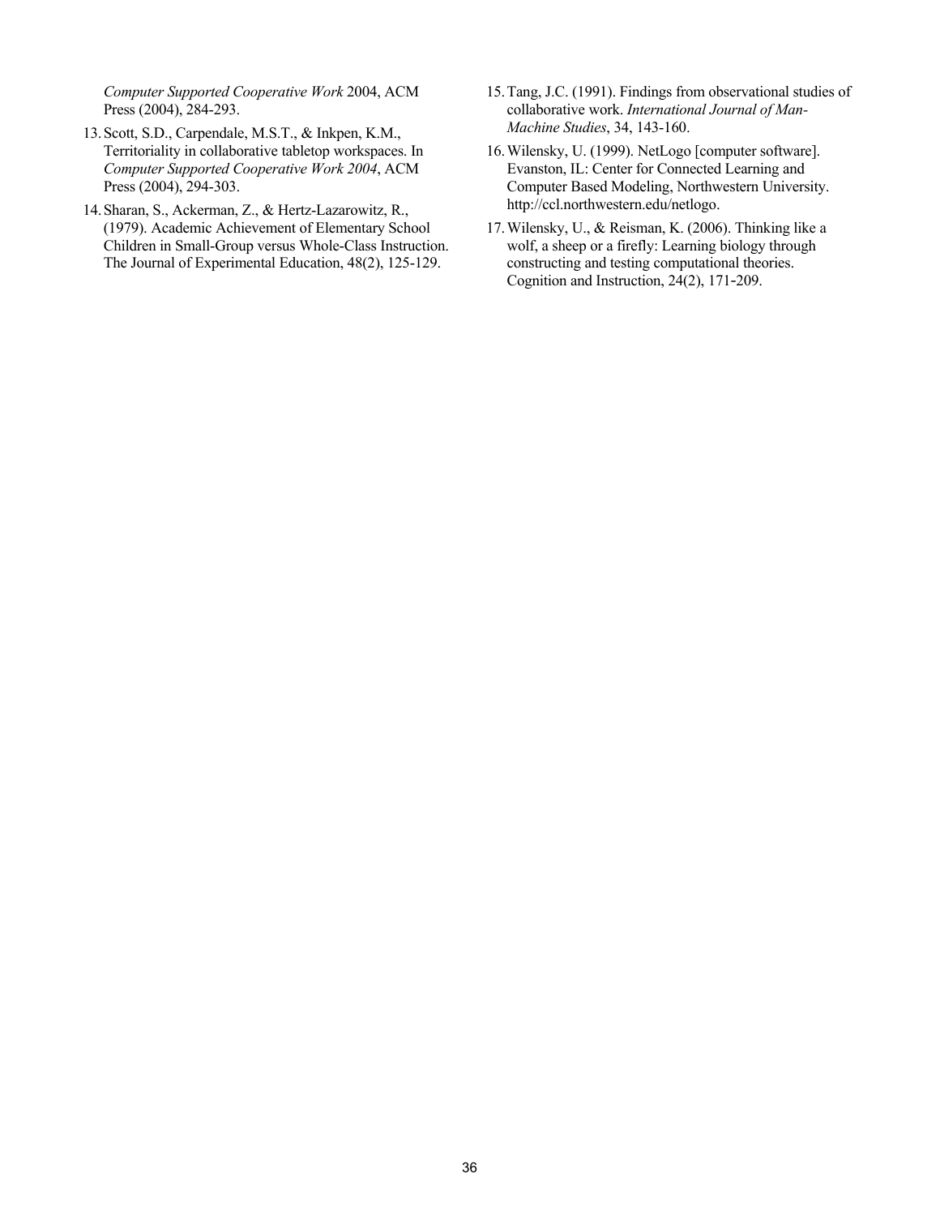*Computer Supported Cooperative Work* 2004, ACM Press (2004), 284-293.

13. Scott, S.D., Carpendale, M.S.T., & Inkpen, K.M., Territoriality in collaborative tabletop workspaces. In *Computer Supported Cooperative Work 2004*, ACM Press (2004), 294-303.

14. Sharan, S., Ackerman, Z., & Hertz-Lazarowitz, R., (1979). Academic Achievement of Elementary School Children in Small-Group versus Whole-Class Instruction. The Journal of Experimental Education, 48(2), 125-129.

15. Tang, J.C. (1991). Findings from observational studies of collaborative work. *International Journal of Man-Machine Studies*, 34, 143-160.

16. Wilensky, U. (1999). NetLogo [computer software]. Evanston, IL: Center for Connected Learning and Computer Based Modeling, Northwestern University. http://ccl.northwestern.edu/netlogo.

17. Wilensky, U., & Reisman, K. (2006). Thinking like a wolf, a sheep or a firefly: Learning biology through constructing and testing computational theories. Cognition and Instruction, 24(2), 171-209.